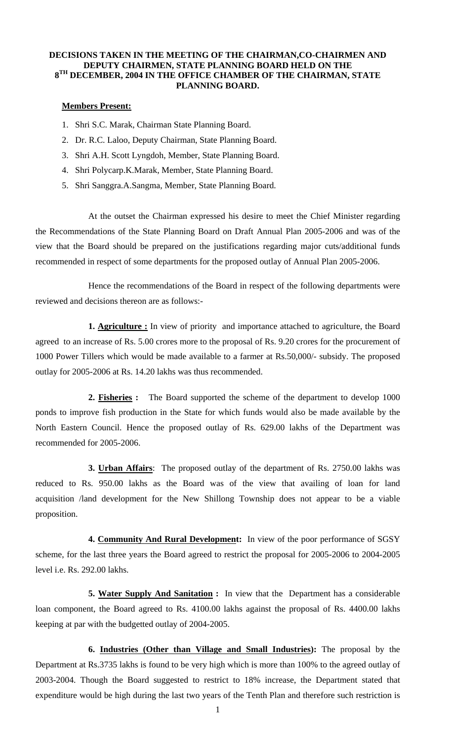**DECISIONS TAKEN IN THE MEETING OF THE CHAIRMAN,CO-CHAIRMEN AND DEPUTY CHAIRMEN, STATE PLANNING BOARD HELD ON THE 8TH DECEMBER, 2004 IN THE OFFICE CHAMBER OF THE CHAIRMAN, STATE PLANNING BOARD.**

**Members Present:**

1. Shri S.C. Marak, Chairman State Planning Board.
2. Dr. R.C. Laloo, Deputy Chairman, State Planning Board.
3. Shri A.H. Scott Lyngdoh, Member, State Planning Board.
4. Shri Polycarp.K.Marak, Member, State Planning Board.
5. Shri Sanggra.A.Sangma, Member, State Planning Board.

At the outset the Chairman expressed his desire to meet the Chief Minister regarding the Recommendations of the State Planning Board on Draft Annual Plan 2005-2006 and was of the view that the Board should be prepared on the justifications regarding major cuts/additional funds recommended in respect of some departments for the proposed outlay of Annual Plan 2005-2006.

Hence the recommendations of the Board in respect of the following departments were reviewed and decisions thereon are as follows:-

**1. Agriculture :** In view of priority and importance attached to agriculture, the Board agreed to an increase of Rs. 5.00 crores more to the proposal of Rs. 9.20 crores for the procurement of 1000 Power Tillers which would be made available to a farmer at Rs.50,000/- subsidy. The proposed outlay for 2005-2006 at Rs. 14.20 lakhs was thus recommended.

**2. Fisheries :** The Board supported the scheme of the department to develop 1000 ponds to improve fish production in the State for which funds would also be made available by the North Eastern Council. Hence the proposed outlay of Rs. 629.00 lakhs of the Department was recommended for 2005-2006.

**3. Urban Affairs**: The proposed outlay of the department of Rs. 2750.00 lakhs was reduced to Rs. 950.00 lakhs as the Board was of the view that availing of loan for land acquisition /land development for the New Shillong Township does not appear to be a viable proposition.

**4. Community And Rural Development:** In view of the poor performance of SGSY scheme, for the last three years the Board agreed to restrict the proposal for 2005-2006 to 2004-2005 level i.e. Rs. 292.00 lakhs.

**5. Water Supply And Sanitation :** In view that the Department has a considerable loan component, the Board agreed to Rs. 4100.00 lakhs against the proposal of Rs. 4400.00 lakhs keeping at par with the budgetted outlay of 2004-2005.

**6. Industries (Other than Village and Small Industries):** The proposal by the Department at Rs.3735 lakhs is found to be very high which is more than 100% to the agreed outlay of 2003-2004. Though the Board suggested to restrict to 18% increase, the Department stated that expenditure would be high during the last two years of the Tenth Plan and therefore such restriction is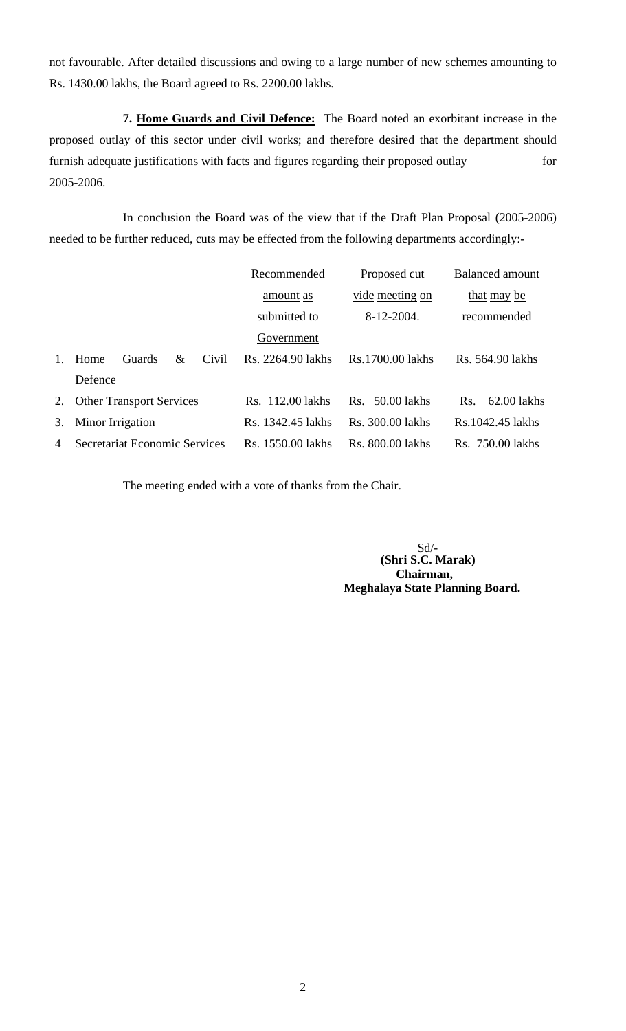not favourable. After detailed discussions and owing to a large number of new schemes amounting to Rs. 1430.00 lakhs, the Board agreed to Rs. 2200.00 lakhs.

**7. <u>Home Guards and Civil Defence:</u>** The Board noted an exorbitant increase in the proposed outlay of this sector under civil works; and therefore desired that the department should furnish adequate justifications with facts and figures regarding their proposed outlay for 2005-2006.

In conclusion the Board was of the view that if the Draft Plan Proposal (2005-2006) needed to be further reduced, cuts may be effected from the following departments accordingly:-

| | | Recommended amount as submitted to Government | Proposed cut vide meeting on 8-12-2004. | Balanced amount that may be recommended |
|---|---|---|---|---|
| 1. | Home Guards & Civil Defence | Rs. 2264.90 lakhs | Rs.1700.00 lakhs | Rs. 564.90 lakhs |
| 2. | Other Transport Services | Rs. 112.00 lakhs | Rs. 50.00 lakhs | Rs. 62.00 lakhs |
| 3. | Minor Irrigation | Rs. 1342.45 lakhs | Rs. 300.00 lakhs | Rs.1042.45 lakhs |
| 4 | Secretariat Economic Services | Rs. 1550.00 lakhs | Rs. 800.00 lakhs | Rs. 750.00 lakhs |

The meeting ended with a vote of thanks from the Chair.

Sd/-
**(Shri S.C. Marak)**
**Chairman,**
**Meghalaya State Planning Board.**